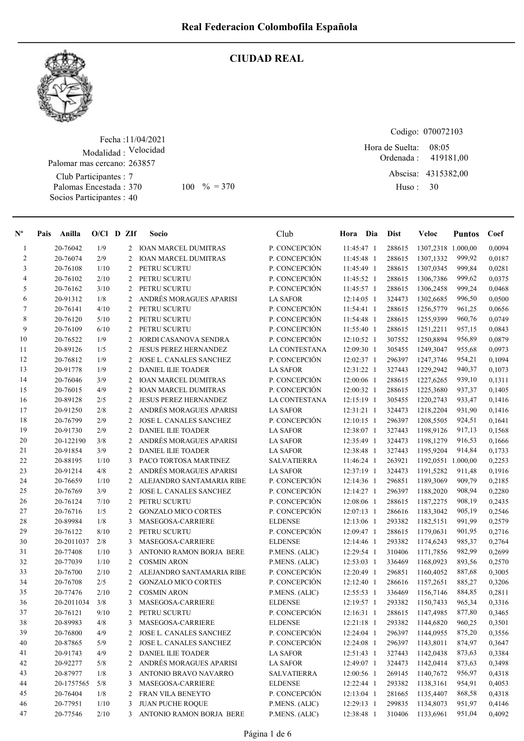# Real Federacion Colombofila Española

## CIUDAD REAL

Fecha : 11/04/2021
Modalidad : Velocidad
Palomar mas cercano: 263857
Club Participantes : 7
Palomas Encestada : 370 100 % = 370
Socios Participantes : 40

Codigo: 070072103
Hora de Suelta: 08:05
Ordenada : 419181,00
Abscisa: 4315382,00
Huso : 30

| Nº | Pais | Anilla | O/Cl | D | ZIf | Socio | Club | Hora | Dia | Dist | Veloc | Puntos | Coef |
|---|---|---|---|---|---|---|---|---|---|---|---|---|---|
| 1 | | 20-76042 | 1/9 | | 2 | IOAN MARCEL DUMITRAS | P. CONCEPCIÓN | 11:45:47 | 1 | 288615 | 1307,2318 | 1.000,00 | 0,0094 |
| 2 | | 20-76074 | 2/9 | | 2 | IOAN MARCEL DUMITRAS | P. CONCEPCIÓN | 11:45:48 | 1 | 288615 | 1307,1332 | 999,92 | 0,0187 |
| 3 | | 20-76108 | 1/10 | | 2 | PETRU SCURTU | P. CONCEPCIÓN | 11:45:49 | 1 | 288615 | 1307,0345 | 999,84 | 0,0281 |
| 4 | | 20-76102 | 2/10 | | 2 | PETRU SCURTU | P. CONCEPCIÓN | 11:45:52 | 1 | 288615 | 1306,7386 | 999,62 | 0,0375 |
| 5 | | 20-76162 | 3/10 | | 2 | PETRU SCURTU | P. CONCEPCIÓN | 11:45:57 | 1 | 288615 | 1306,2458 | 999,24 | 0,0468 |
| 6 | | 20-91312 | 1/8 | | 2 | ANDRÉS MORAGUES APARISI | LA SAFOR | 12:14:05 | 1 | 324473 | 1302,6685 | 996,50 | 0,0500 |
| 7 | | 20-76141 | 4/10 | | 2 | PETRU SCURTU | P. CONCEPCIÓN | 11:54:41 | 1 | 288615 | 1256,7386 | 961,25 | 0,0656 |
| 8 | | 20-76120 | 5/10 | | 2 | PETRU SCURTU | P. CONCEPCIÓN | 11:54:48 | 1 | 288615 | 1255,9399 | 960,76 | 0,0749 |
| 9 | | 20-76109 | 6/10 | | 2 | PETRU SCURTU | P. CONCEPCIÓN | 11:55:40 | 1 | 288615 | 1251,2211 | 957,15 | 0,0843 |
| 10 | | 20-76522 | 1/9 | | 2 | JORDI CASANOVA SENDRA | P. CONCEPCIÓN | 12:10:52 | 1 | 307552 | 1250,8894 | 956,89 | 0,0879 |
| 11 | | 20-89126 | 1/5 | | 2 | JESUS PEREZ HERNANDEZ | LA CONTESTANA | 12:09:30 | 1 | 305455 | 1249,3047 | 955,68 | 0,0973 |
| 12 | | 20-76812 | 1/9 | | 2 | JOSE L. CANALES SANCHEZ | P. CONCEPCIÓN | 12:02:37 | 1 | 296397 | 1247,3746 | 954,21 | 0,1094 |
| 13 | | 20-91778 | 1/9 | | 2 | DANIEL ILIE TOADER | LA SAFOR | 12:31:22 | 1 | 327443 | 1229,2942 | 940,37 | 0,1073 |
| 14 | | 20-76046 | 3/9 | | 2 | IOAN MARCEL DUMITRAS | P. CONCEPCIÓN | 12:00:06 | 1 | 288615 | 1227,6265 | 939,10 | 0,1311 |
| 15 | | 20-76015 | 4/9 | | 2 | IOAN MARCEL DUMITRAS | P. CONCEPCIÓN | 12:00:32 | 1 | 288615 | 1225,3680 | 937,37 | 0,1405 |
| 16 | | 20-89128 | 2/5 | | 2 | JESUS PEREZ HERNANDEZ | LA CONTESTANA | 12:15:19 | 1 | 305455 | 1220,2743 | 933,47 | 0,1416 |
| 17 | | 20-91250 | 2/8 | | 2 | ANDRÉS MORAGUES APARISI | LA SAFOR | 12:31:21 | 1 | 324473 | 1218,2204 | 931,90 | 0,1416 |
| 18 | | 20-76799 | 2/9 | | 2 | JOSE L. CANALES SANCHEZ | P. CONCEPCIÓN | 12:10:15 | 1 | 296397 | 1208,5505 | 924,51 | 0,1641 |
| 19 | | 20-91730 | 2/9 | | 2 | DANIEL ILIE TOADER | LA SAFOR | 12:38:07 | 1 | 327443 | 1198,9126 | 917,13 | 0,1568 |
| 20 | | 20-122190 | 3/8 | | 2 | ANDRÉS MORAGUES APARISI | LA SAFOR | 12:35:49 | 1 | 324473 | 1198,1279 | 916,53 | 0,1666 |
| 21 | | 20-91854 | 3/9 | | 2 | DANIEL ILIE TOADER | LA SAFOR | 12:38:48 | 1 | 327443 | 1195,9204 | 914,84 | 0,1733 |
| 22 | | 20-88195 | 1/10 | | 3 | PACO TORTOSA MARTINEZ | SALVATIERRA | 11:46:24 | 1 | 263921 | 1192,0551 | 1.000,00 | 0,2253 |
| 23 | | 20-91214 | 4/8 | | 2 | ANDRÉS MORAGUES APARISI | LA SAFOR | 12:37:19 | 1 | 324473 | 1191,5282 | 911,48 | 0,1916 |
| 24 | | 20-76659 | 1/10 | | 2 | ALEJANDRO SANTAMARIA RIBE | P. CONCEPCIÓN | 12:14:36 | 1 | 296851 | 1189,3069 | 909,79 | 0,2185 |
| 25 | | 20-76769 | 3/9 | | 2 | JOSE L. CANALES SANCHEZ | P. CONCEPCIÓN | 12:14:27 | 1 | 296397 | 1188,2020 | 908,94 | 0,2280 |
| 26 | | 20-76124 | 7/10 | | 2 | PETRU SCURTU | P. CONCEPCIÓN | 12:08:06 | 1 | 288615 | 1187,2275 | 908,19 | 0,2435 |
| 27 | | 20-76716 | 1/5 | | 2 | GONZALO MICO CORTES | P. CONCEPCIÓN | 12:07:13 | 1 | 286616 | 1183,3042 | 905,19 | 0,2546 |
| 28 | | 20-89984 | 1/8 | | 3 | MASEGOSA-CARRIERE | ELDENSE | 12:13:06 | 1 | 293382 | 1182,5151 | 991,99 | 0,2579 |
| 29 | | 20-76122 | 8/10 | | 2 | PETRU SCURTU | P. CONCEPCIÓN | 12:09:47 | 1 | 288615 | 1179,0631 | 901,95 | 0,2716 |
| 30 | | 20-2011037 | 2/8 | | 3 | MASEGOSA-CARRIERE | ELDENSE | 12:14:46 | 1 | 293382 | 1174,6243 | 985,37 | 0,2764 |
| 31 | | 20-77408 | 1/10 | | 3 | ANTONIO RAMON BORJA BERE | P.MENS. (ALIC) | 12:29:54 | 1 | 310406 | 1171,7856 | 982,99 | 0,2699 |
| 32 | | 20-77039 | 1/10 | | 2 | COSMIN ARON | P.MENS. (ALIC) | 12:53:03 | 1 | 336469 | 1168,0923 | 893,56 | 0,2570 |
| 33 | | 20-76700 | 2/10 | | 2 | ALEJANDRO SANTAMARIA RIBE | P. CONCEPCIÓN | 12:20:49 | 1 | 296851 | 1160,4052 | 887,68 | 0,3005 |
| 34 | | 20-76708 | 2/5 | | 2 | GONZALO MICO CORTES | P. CONCEPCIÓN | 12:12:40 | 1 | 286616 | 1157,2651 | 885,27 | 0,3206 |
| 35 | | 20-77476 | 2/10 | | 2 | COSMIN ARON | P.MENS. (ALIC) | 12:55:53 | 1 | 336469 | 1156,7146 | 884,85 | 0,2811 |
| 36 | | 20-2011034 | 3/8 | | 3 | MASEGOSA-CARRIERE | ELDENSE | 12:19:57 | 1 | 293382 | 1150,7433 | 965,34 | 0,3316 |
| 37 | | 20-76121 | 9/10 | | 2 | PETRU SCURTU | P. CONCEPCIÓN | 12:16:31 | 1 | 288615 | 1147,4985 | 877,80 | 0,3465 |
| 38 | | 20-89983 | 4/8 | | 3 | MASEGOSA-CARRIERE | ELDENSE | 12:21:18 | 1 | 293382 | 1144,6820 | 960,25 | 0,3501 |
| 39 | | 20-76800 | 4/9 | | 2 | JOSE L. CANALES SANCHEZ | P. CONCEPCIÓN | 12:24:04 | 1 | 296397 | 1144,0955 | 875,20 | 0,3556 |
| 40 | | 20-87865 | 5/9 | | 2 | JOSE L. CANALES SANCHEZ | P. CONCEPCIÓN | 12:24:08 | 1 | 296397 | 1143,8011 | 874,97 | 0,3647 |
| 41 | | 20-91743 | 4/9 | | 2 | DANIEL ILIE TOADER | LA SAFOR | 12:51:43 | 1 | 327443 | 1142,0438 | 873,63 | 0,3384 |
| 42 | | 20-92277 | 5/8 | | 2 | ANDRÉS MORAGUES APARISI | LA SAFOR | 12:49:07 | 1 | 324473 | 1142,0414 | 873,63 | 0,3498 |
| 43 | | 20-87977 | 1/8 | | 3 | ANTONIO BRAVO NAVARRO | SALVATIERRA | 12:00:56 | 1 | 269145 | 1140,7672 | 956,97 | 0,4318 |
| 44 | | 20-1757565 | 5/8 | | 3 | MASEGOSA-CARRIERE | ELDENSE | 12:22:44 | 1 | 293382 | 1138,3161 | 954,91 | 0,4053 |
| 45 | | 20-76404 | 1/8 | | 2 | FRAN VILA BENEYTO | P. CONCEPCIÓN | 12:13:04 | 1 | 281665 | 1135,4407 | 868,58 | 0,4318 |
| 46 | | 20-77951 | 1/10 | | 3 | JUAN PUCHE ROQUE | P.MENS. (ALIC) | 12:29:13 | 1 | 299835 | 1134,8073 | 951,97 | 0,4146 |
| 47 | | 20-77546 | 2/10 | | 3 | ANTONIO RAMON BORJA BERE | P.MENS. (ALIC) | 12:38:48 | 1 | 310406 | 1133,6961 | 951,04 | 0,4092 |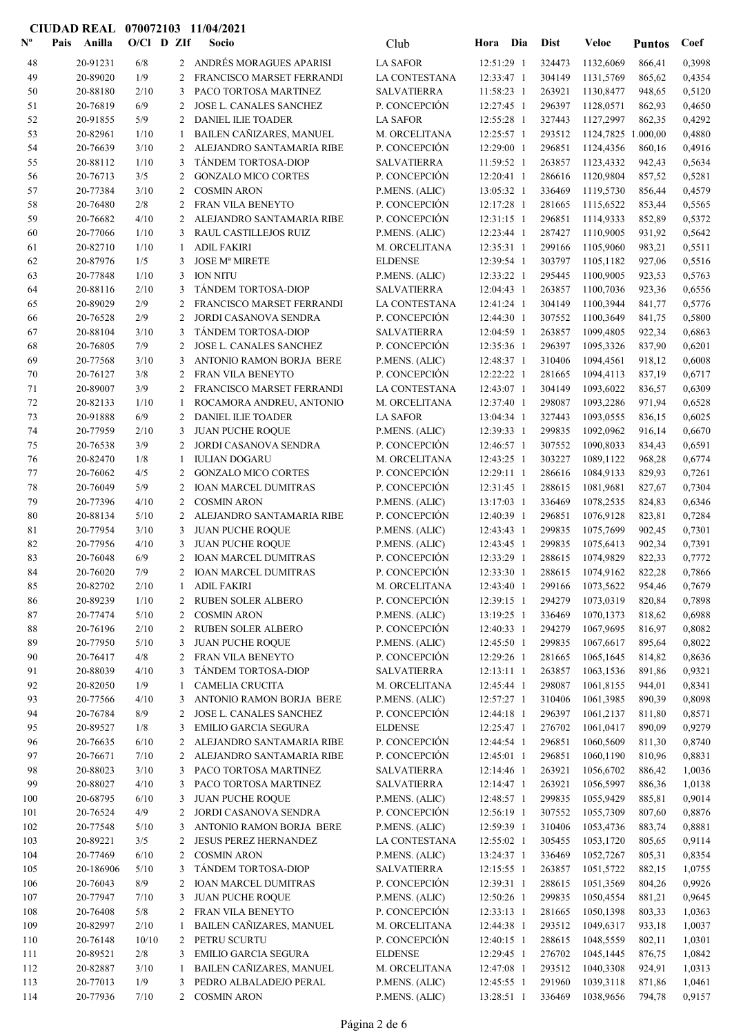**CIUDAD REAL 070072103 11/04/2021**

| Nº | Pais | Anilla | O/Cl | D | ZIf | Socio | Club | Hora | Dia | Dist | Veloc | Puntos | Coef |
|---|---|---|---|---|---|---|---|---|---|---|---|---|---|
| 48 | | 20-91231 | 6/8 | | 2 | ANDRÉS MORAGUES APARISI | LA SAFOR | 12:51:29 | 1 | 324473 | 1132,6069 | 866,41 | 0,3998 |
| 49 | | 20-89020 | 1/9 | | 2 | FRANCISCO MARSET FERRANDI | LA CONTESTANA | 12:33:47 | 1 | 304149 | 1131,5769 | 865,62 | 0,4354 |
| 50 | | 20-88180 | 2/10 | | 3 | PACO TORTOSA MARTINEZ | SALVATIERRA | 11:58:23 | 1 | 263921 | 1130,8477 | 948,65 | 0,5120 |
| 51 | | 20-76819 | 6/9 | | 2 | JOSE L. CANALES SANCHEZ | P. CONCEPCIÓN | 12:27:45 | 1 | 296397 | 1128,0571 | 862,93 | 0,4650 |
| 52 | | 20-91855 | 5/9 | | 2 | DANIEL ILIE TOADER | LA SAFOR | 12:55:28 | 1 | 327443 | 1127,2997 | 862,35 | 0,4292 |
| 53 | | 20-82961 | 1/10 | | 1 | BAILEN CAÑIZARES, MANUEL | M. ORCELITANA | 12:25:57 | 1 | 293512 | 1124,7825 | 1.000,00 | 0,4880 |
| 54 | | 20-76639 | 3/10 | | 2 | ALEJANDRO SANTAMARIA RIBE | P. CONCEPCIÓN | 12:29:00 | 1 | 296851 | 1124,4356 | 860,16 | 0,4916 |
| 55 | | 20-88112 | 1/10 | | 3 | TÁNDEM TORTOSA-DIOP | SALVATIERRA | 11:59:52 | 1 | 263857 | 1123,4332 | 942,43 | 0,5634 |
| 56 | | 20-76713 | 3/5 | | 2 | GONZALO MICO CORTES | P. CONCEPCIÓN | 12:20:41 | 1 | 286616 | 1120,9804 | 857,52 | 0,5281 |
| 57 | | 20-77384 | 3/10 | | 2 | COSMIN ARON | P.MENS. (ALIC) | 13:05:32 | 1 | 336469 | 1119,5730 | 856,44 | 0,4579 |
| 58 | | 20-76480 | 2/8 | | 2 | FRAN VILA BENEYTO | P. CONCEPCIÓN | 12:17:28 | 1 | 281665 | 1115,6522 | 853,44 | 0,5565 |
| 59 | | 20-76682 | 4/10 | | 2 | ALEJANDRO SANTAMARIA RIBE | P. CONCEPCIÓN | 12:31:15 | 1 | 296851 | 1114,9333 | 852,89 | 0,5372 |
| 60 | | 20-77066 | 1/10 | | 3 | RAUL CASTILLEJOS RUIZ | P.MENS. (ALIC) | 12:23:44 | 1 | 287427 | 1110,9005 | 931,92 | 0,5642 |
| 61 | | 20-82710 | 1/10 | | 1 | ADIL FAKIRI | M. ORCELITANA | 12:35:31 | 1 | 299166 | 1105,9060 | 983,21 | 0,5511 |
| 62 | | 20-87976 | 1/5 | | 3 | JOSE Mª MIRETE | ELDENSE | 12:39:54 | 1 | 303797 | 1105,1182 | 927,06 | 0,5516 |
| 63 | | 20-77848 | 1/10 | | 3 | ION NITU | P.MENS. (ALIC) | 12:33:22 | 1 | 295445 | 1100,9005 | 923,53 | 0,5763 |
| 64 | | 20-88116 | 2/10 | | 3 | TÁNDEM TORTOSA-DIOP | SALVATIERRA | 12:04:43 | 1 | 263857 | 1100,7036 | 923,36 | 0,6556 |
| 65 | | 20-89029 | 2/9 | | 2 | FRANCISCO MARSET FERRANDI | LA CONTESTANA | 12:41:24 | 1 | 304149 | 1100,3944 | 841,77 | 0,5776 |
| 66 | | 20-76528 | 2/9 | | 2 | JORDI CASANOVA SENDRA | P. CONCEPCIÓN | 12:44:30 | 1 | 307552 | 1100,3649 | 841,75 | 0,5800 |
| 67 | | 20-88104 | 3/10 | | 3 | TÁNDEM TORTOSA-DIOP | SALVATIERRA | 12:04:59 | 1 | 263857 | 1099,4805 | 922,34 | 0,6863 |
| 68 | | 20-76805 | 7/9 | | 2 | JOSE L. CANALES SANCHEZ | P. CONCEPCIÓN | 12:35:36 | 1 | 296397 | 1095,3326 | 837,90 | 0,6201 |
| 69 | | 20-77568 | 3/10 | | 3 | ANTONIO RAMON BORJA BERE | P.MENS. (ALIC) | 12:48:37 | 1 | 310406 | 1094,4561 | 918,12 | 0,6008 |
| 70 | | 20-76127 | 3/8 | | 2 | FRAN VILA BENEYTO | P. CONCEPCIÓN | 12:22:22 | 1 | 281665 | 1094,4113 | 837,19 | 0,6717 |
| 71 | | 20-89007 | 3/9 | | 2 | FRANCISCO MARSET FERRANDI | LA CONTESTANA | 12:43:07 | 1 | 304149 | 1093,6022 | 836,57 | 0,6309 |
| 72 | | 20-82133 | 1/10 | | 1 | ROCAMORA ANDREU, ANTONIO | M. ORCELITANA | 12:37:40 | 1 | 298087 | 1093,2286 | 971,94 | 0,6528 |
| 73 | | 20-91888 | 6/9 | | 2 | DANIEL ILIE TOADER | LA SAFOR | 13:04:34 | 1 | 327443 | 1093,0555 | 836,15 | 0,6025 |
| 74 | | 20-77959 | 2/10 | | 3 | JUAN PUCHE ROQUE | P.MENS. (ALIC) | 12:39:33 | 1 | 299835 | 1092,0962 | 916,14 | 0,6670 |
| 75 | | 20-76538 | 3/9 | | 2 | JORDI CASANOVA SENDRA | P. CONCEPCIÓN | 12:46:57 | 1 | 307552 | 1090,8033 | 834,43 | 0,6591 |
| 76 | | 20-82470 | 1/8 | | 1 | IULIAN DOGARU | M. ORCELITANA | 12:43:25 | 1 | 303227 | 1089,1122 | 968,28 | 0,6774 |
| 77 | | 20-76062 | 4/5 | | 2 | GONZALO MICO CORTES | P. CONCEPCIÓN | 12:29:11 | 1 | 286616 | 1084,9133 | 829,93 | 0,7261 |
| 78 | | 20-76049 | 5/9 | | 2 | IOAN MARCEL DUMITRAS | P. CONCEPCIÓN | 12:31:45 | 1 | 288615 | 1081,9681 | 827,67 | 0,7304 |
| 79 | | 20-77396 | 4/10 | | 2 | COSMIN ARON | P.MENS. (ALIC) | 13:17:03 | 1 | 336469 | 1078,2535 | 824,83 | 0,6346 |
| 80 | | 20-88134 | 5/10 | | 2 | ALEJANDRO SANTAMARIA RIBE | P. CONCEPCIÓN | 12:40:39 | 1 | 296851 | 1076,9128 | 823,81 | 0,7284 |
| 81 | | 20-77954 | 3/10 | | 3 | JUAN PUCHE ROQUE | P.MENS. (ALIC) | 12:43:43 | 1 | 299835 | 1075,7699 | 902,45 | 0,7301 |
| 82 | | 20-77956 | 4/10 | | 3 | JUAN PUCHE ROQUE | P.MENS. (ALIC) | 12:43:45 | 1 | 299835 | 1075,6413 | 902,34 | 0,7391 |
| 83 | | 20-76048 | 6/9 | | 2 | IOAN MARCEL DUMITRAS | P. CONCEPCIÓN | 12:33:29 | 1 | 288615 | 1074,9829 | 822,33 | 0,7772 |
| 84 | | 20-76020 | 7/9 | | 2 | IOAN MARCEL DUMITRAS | P. CONCEPCIÓN | 12:33:30 | 1 | 288615 | 1074,9162 | 822,28 | 0,7866 |
| 85 | | 20-82702 | 2/10 | | 1 | ADIL FAKIRI | M. ORCELITANA | 12:43:40 | 1 | 299166 | 1073,5622 | 954,46 | 0,7679 |
| 86 | | 20-89239 | 1/10 | | 2 | RUBEN SOLER ALBERO | P. CONCEPCIÓN | 12:39:15 | 1 | 294279 | 1073,0319 | 820,84 | 0,7898 |
| 87 | | 20-77474 | 5/10 | | 2 | COSMIN ARON | P.MENS. (ALIC) | 13:19:25 | 1 | 336469 | 1070,1373 | 818,62 | 0,6988 |
| 88 | | 20-76196 | 2/10 | | 2 | RUBEN SOLER ALBERO | P. CONCEPCIÓN | 12:40:33 | 1 | 294279 | 1067,9695 | 816,97 | 0,8082 |
| 89 | | 20-77950 | 5/10 | | 3 | JUAN PUCHE ROQUE | P.MENS. (ALIC) | 12:45:50 | 1 | 299835 | 1067,6617 | 895,64 | 0,8022 |
| 90 | | 20-76417 | 4/8 | | 2 | FRAN VILA BENEYTO | P. CONCEPCIÓN | 12:29:26 | 1 | 281665 | 1065,1645 | 814,82 | 0,8636 |
| 91 | | 20-88039 | 4/10 | | 3 | TÁNDEM TORTOSA-DIOP | SALVATIERRA | 12:13:11 | 1 | 263857 | 1063,1536 | 891,86 | 0,9321 |
| 92 | | 20-82050 | 1/9 | | 1 | CAMELIA CRUCITA | M. ORCELITANA | 12:45:44 | 1 | 298087 | 1061,8155 | 944,01 | 0,8341 |
| 93 | | 20-77566 | 4/10 | | 3 | ANTONIO RAMON BORJA BERE | P.MENS. (ALIC) | 12:57:27 | 1 | 310406 | 1061,3985 | 890,39 | 0,8098 |
| 94 | | 20-76784 | 8/9 | | 2 | JOSE L. CANALES SANCHEZ | P. CONCEPCIÓN | 12:44:18 | 1 | 296397 | 1061,2137 | 811,80 | 0,8571 |
| 95 | | 20-89527 | 1/8 | | 3 | EMILIO GARCIA SEGURA | ELDENSE | 12:25:47 | 1 | 276702 | 1061,0417 | 890,09 | 0,9279 |
| 96 | | 20-76635 | 6/10 | | 2 | ALEJANDRO SANTAMARIA RIBE | P. CONCEPCIÓN | 12:44:54 | 1 | 296851 | 1060,5609 | 811,30 | 0,8740 |
| 97 | | 20-76671 | 7/10 | | 2 | ALEJANDRO SANTAMARIA RIBE | P. CONCEPCIÓN | 12:45:01 | 1 | 296851 | 1060,1190 | 810,96 | 0,8831 |
| 98 | | 20-88023 | 3/10 | | 3 | PACO TORTOSA MARTINEZ | SALVATIERRA | 12:14:46 | 1 | 263921 | 1056,6702 | 886,42 | 1,0036 |
| 99 | | 20-88027 | 4/10 | | 3 | PACO TORTOSA MARTINEZ | SALVATIERRA | 12:14:47 | 1 | 263921 | 1056,5997 | 886,36 | 1,0138 |
| 100 | | 20-68795 | 6/10 | | 3 | JUAN PUCHE ROQUE | P.MENS. (ALIC) | 12:48:57 | 1 | 299835 | 1055,9429 | 885,81 | 0,9014 |
| 101 | | 20-76524 | 4/9 | | 2 | JORDI CASANOVA SENDRA | P. CONCEPCIÓN | 12:56:19 | 1 | 307552 | 1055,7309 | 807,60 | 0,8876 |
| 102 | | 20-77548 | 5/10 | | 3 | ANTONIO RAMON BORJA BERE | P.MENS. (ALIC) | 12:59:39 | 1 | 310406 | 1053,4736 | 883,74 | 0,8881 |
| 103 | | 20-89221 | 3/5 | | 2 | JESUS PEREZ HERNANDEZ | LA CONTESTANA | 12:55:02 | 1 | 305455 | 1053,1720 | 805,65 | 0,9114 |
| 104 | | 20-77469 | 6/10 | | 2 | COSMIN ARON | P.MENS. (ALIC) | 13:24:37 | 1 | 336469 | 1052,7267 | 805,31 | 0,8354 |
| 105 | | 20-186906 | 5/10 | | 3 | TÁNDEM TORTOSA-DIOP | SALVATIERRA | 12:15:55 | 1 | 263857 | 1051,5722 | 882,15 | 1,0755 |
| 106 | | 20-76043 | 8/9 | | 2 | IOAN MARCEL DUMITRAS | P. CONCEPCIÓN | 12:39:31 | 1 | 288615 | 1051,3569 | 804,26 | 0,9926 |
| 107 | | 20-77947 | 7/10 | | 3 | JUAN PUCHE ROQUE | P.MENS. (ALIC) | 12:50:26 | 1 | 299835 | 1050,4554 | 881,21 | 0,9645 |
| 108 | | 20-76408 | 5/8 | | 2 | FRAN VILA BENEYTO | P. CONCEPCIÓN | 12:33:13 | 1 | 281665 | 1050,1398 | 803,33 | 1,0363 |
| 109 | | 20-82997 | 2/10 | | 1 | BAILEN CAÑIZARES, MANUEL | M. ORCELITANA | 12:44:38 | 1 | 293512 | 1049,6317 | 933,18 | 1,0037 |
| 110 | | 20-76148 | 10/10 | | 2 | PETRU SCURTU | P. CONCEPCIÓN | 12:40:15 | 1 | 288615 | 1048,5559 | 802,11 | 1,0301 |
| 111 | | 20-89521 | 2/8 | | 3 | EMILIO GARCIA SEGURA | ELDENSE | 12:29:45 | 1 | 276702 | 1045,1445 | 876,75 | 1,0842 |
| 112 | | 20-82887 | 3/10 | | 1 | BAILEN CAÑIZARES, MANUEL | M. ORCELITANA | 12:47:08 | 1 | 293512 | 1040,3308 | 924,91 | 1,0313 |
| 113 | | 20-77013 | 1/9 | | 3 | PEDRO ALBALADEJO PERAL | P.MENS. (ALIC) | 12:45:55 | 1 | 291960 | 1039,3118 | 871,86 | 1,0461 |
| 114 | | 20-77936 | 7/10 | | 2 | COSMIN ARON | P.MENS. (ALIC) | 13:28:51 | 1 | 336469 | 1038,9656 | 794,78 | 0,9157 |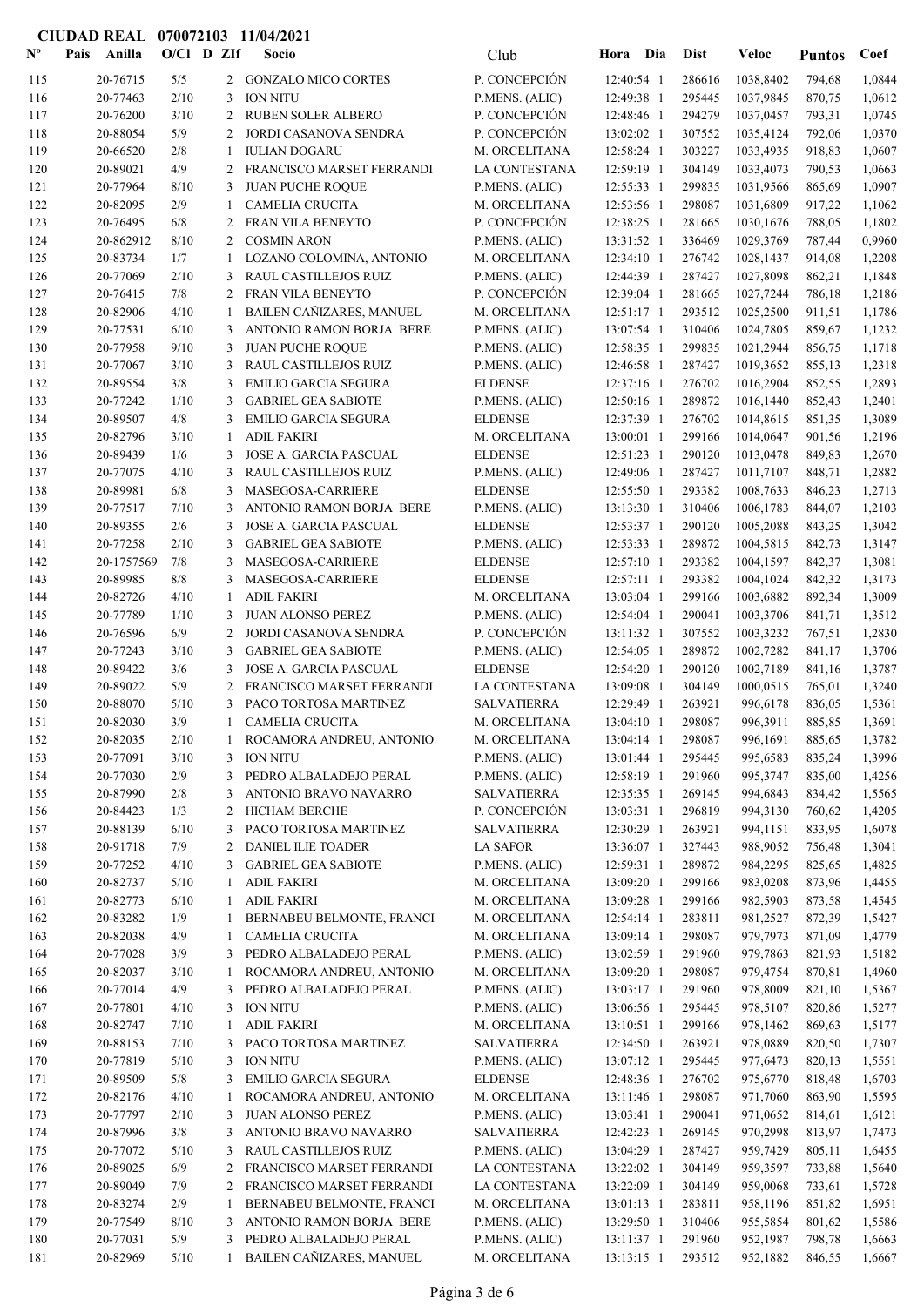**CIUDAD REAL 070072103 11/04/2021**

| Nº | Pais | Anilla | O/Cl | D | ZIf | Socio | Club | Hora | Dia | Dist | Veloc | Puntos | Coef |
|---|---|---|---|---|---|---|---|---|---|---|---|---|---|
| 115 | | 20-76715 | 5/5 | | 2 | GONZALO MICO CORTES | P. CONCEPCIÓN | 12:40:54 | 1 | 286616 | 1038,8402 | 794,68 | 1,0844 |
| 116 | | 20-77463 | 2/10 | | 3 | ION NITU | P.MENS. (ALIC) | 12:49:38 | 1 | 295445 | 1037,9845 | 870,75 | 1,0612 |
| 117 | | 20-76200 | 3/10 | | 2 | RUBEN SOLER ALBERO | P. CONCEPCIÓN | 12:48:46 | 1 | 294279 | 1037,0457 | 793,31 | 1,0745 |
| 118 | | 20-88054 | 5/9 | | 2 | JORDI CASANOVA SENDRA | P. CONCEPCIÓN | 13:02:02 | 1 | 307552 | 1035,4124 | 792,06 | 1,0370 |
| 119 | | 20-66520 | 2/8 | | 1 | IULIAN DOGARU | M. ORCELITANA | 12:58:24 | 1 | 303227 | 1033,4935 | 918,83 | 1,0607 |
| 120 | | 20-89021 | 4/9 | | 2 | FRANCISCO MARSET FERRANDI | LA CONTESTANA | 12:59:19 | 1 | 304149 | 1033,4073 | 790,53 | 1,0663 |
| 121 | | 20-77964 | 8/10 | | 3 | JUAN PUCHE ROQUE | P.MENS. (ALIC) | 12:55:33 | 1 | 299835 | 1031,9566 | 865,69 | 1,0907 |
| 122 | | 20-82095 | 2/9 | | 1 | CAMELIA CRUCITA | M. ORCELITANA | 12:53:56 | 1 | 298087 | 1031,6809 | 917,22 | 1,1062 |
| 123 | | 20-76495 | 6/8 | | 2 | FRAN VILA BENEYTO | P. CONCEPCIÓN | 12:38:25 | 1 | 281665 | 1030,1676 | 788,05 | 1,1802 |
| 124 | | 20-862912 | 8/10 | | 2 | COSMIN ARON | P.MENS. (ALIC) | 13:31:52 | 1 | 336469 | 1029,3769 | 787,44 | 0,9960 |
| 125 | | 20-83734 | 1/7 | | 1 | LOZANO COLOMINA, ANTONIO | M. ORCELITANA | 12:34:10 | 1 | 276742 | 1028,1437 | 914,08 | 1,2208 |
| 126 | | 20-77069 | 2/10 | | 3 | RAUL CASTILLEJOS RUIZ | P.MENS. (ALIC) | 12:44:39 | 1 | 287427 | 1027,8098 | 862,21 | 1,1848 |
| 127 | | 20-76415 | 7/8 | | 2 | FRAN VILA BENEYTO | P. CONCEPCIÓN | 12:39:04 | 1 | 281665 | 1027,7244 | 786,18 | 1,2186 |
| 128 | | 20-82906 | 4/10 | | 1 | BAILEN CAÑIZARES, MANUEL | M. ORCELITANA | 12:51:17 | 1 | 293512 | 1025,2500 | 911,51 | 1,1786 |
| 129 | | 20-77531 | 6/10 | | 3 | ANTONIO RAMON BORJA BERE | P.MENS. (ALIC) | 13:07:54 | 1 | 310406 | 1024,7805 | 859,67 | 1,1232 |
| 130 | | 20-77958 | 9/10 | | 3 | JUAN PUCHE ROQUE | P.MENS. (ALIC) | 12:58:35 | 1 | 299835 | 1021,2944 | 856,75 | 1,1718 |
| 131 | | 20-77067 | 3/10 | | 3 | RAUL CASTILLEJOS RUIZ | P.MENS. (ALIC) | 12:46:58 | 1 | 287427 | 1019,3652 | 855,13 | 1,2318 |
| 132 | | 20-89554 | 3/8 | | 3 | EMILIO GARCIA SEGURA | ELDENSE | 12:37:16 | 1 | 276702 | 1016,2904 | 852,55 | 1,2893 |
| 133 | | 20-77242 | 1/10 | | 3 | GABRIEL GEA SABIOTE | P.MENS. (ALIC) | 12:50:16 | 1 | 289872 | 1016,1440 | 852,43 | 1,2401 |
| 134 | | 20-89507 | 4/8 | | 3 | EMILIO GARCIA SEGURA | ELDENSE | 12:37:39 | 1 | 276702 | 1014,8615 | 851,35 | 1,3089 |
| 135 | | 20-82796 | 3/10 | | 1 | ADIL FAKIRI | M. ORCELITANA | 13:00:01 | 1 | 299166 | 1014,0647 | 901,56 | 1,2196 |
| 136 | | 20-89439 | 1/6 | | 3 | JOSE A. GARCIA PASCUAL | ELDENSE | 12:51:23 | 1 | 290120 | 1013,0478 | 849,83 | 1,2670 |
| 137 | | 20-77075 | 4/10 | | 3 | RAUL CASTILLEJOS RUIZ | P.MENS. (ALIC) | 12:49:06 | 1 | 287427 | 1011,7107 | 848,71 | 1,2882 |
| 138 | | 20-89981 | 6/8 | | 3 | MASEGOSA-CARRIERE | ELDENSE | 12:55:50 | 1 | 293382 | 1008,7633 | 846,23 | 1,2713 |
| 139 | | 20-77517 | 7/10 | | 3 | ANTONIO RAMON BORJA BERE | P.MENS. (ALIC) | 13:13:30 | 1 | 310406 | 1006,1783 | 844,07 | 1,2103 |
| 140 | | 20-89355 | 2/6 | | 3 | JOSE A. GARCIA PASCUAL | ELDENSE | 12:53:37 | 1 | 290120 | 1005,2088 | 843,25 | 1,3042 |
| 141 | | 20-77258 | 2/10 | | 3 | GABRIEL GEA SABIOTE | P.MENS. (ALIC) | 12:53:33 | 1 | 289872 | 1004,5815 | 842,73 | 1,3147 |
| 142 | | 20-1757569 | 7/8 | | 3 | MASEGOSA-CARRIERE | ELDENSE | 12:57:10 | 1 | 293382 | 1004,1597 | 842,37 | 1,3081 |
| 143 | | 20-89985 | 8/8 | | 3 | MASEGOSA-CARRIERE | ELDENSE | 12:57:11 | 1 | 293382 | 1004,1024 | 842,32 | 1,3173 |
| 144 | | 20-82726 | 4/10 | | 1 | ADIL FAKIRI | M. ORCELITANA | 13:03:04 | 1 | 299166 | 1003,6882 | 892,34 | 1,3009 |
| 145 | | 20-77789 | 1/10 | | 3 | JUAN ALONSO PEREZ | P.MENS. (ALIC) | 12:54:04 | 1 | 290041 | 1003,3706 | 841,71 | 1,3512 |
| 146 | | 20-76596 | 6/9 | | 2 | JORDI CASANOVA SENDRA | P. CONCEPCIÓN | 13:11:32 | 1 | 307552 | 1003,3232 | 767,51 | 1,2830 |
| 147 | | 20-77243 | 3/10 | | 3 | GABRIEL GEA SABIOTE | P.MENS. (ALIC) | 12:54:05 | 1 | 289872 | 1002,7282 | 841,17 | 1,3706 |
| 148 | | 20-89422 | 3/6 | | 3 | JOSE A. GARCIA PASCUAL | ELDENSE | 12:54:20 | 1 | 290120 | 1002,7189 | 841,16 | 1,3787 |
| 149 | | 20-89022 | 5/9 | | 2 | FRANCISCO MARSET FERRANDI | LA CONTESTANA | 13:09:08 | 1 | 304149 | 1000,0515 | 765,01 | 1,3240 |
| 150 | | 20-88070 | 5/10 | | 3 | PACO TORTOSA MARTINEZ | SALVATIERRA | 12:29:49 | 1 | 263921 | 996,6178 | 836,05 | 1,5361 |
| 151 | | 20-82030 | 3/9 | | 1 | CAMELIA CRUCITA | M. ORCELITANA | 13:04:10 | 1 | 298087 | 996,3911 | 885,85 | 1,3691 |
| 152 | | 20-82035 | 2/10 | | 1 | ROCAMORA ANDREU, ANTONIO | M. ORCELITANA | 13:04:14 | 1 | 298087 | 996,1691 | 885,65 | 1,3782 |
| 153 | | 20-77091 | 3/10 | | 3 | ION NITU | P.MENS. (ALIC) | 13:01:44 | 1 | 295445 | 995,6583 | 835,24 | 1,3996 |
| 154 | | 20-77030 | 2/9 | | 3 | PEDRO ALBALADEJO PERAL | P.MENS. (ALIC) | 12:58:19 | 1 | 291960 | 995,3747 | 835,00 | 1,4256 |
| 155 | | 20-87990 | 2/8 | | 3 | ANTONIO BRAVO NAVARRO | SALVATIERRA | 12:35:35 | 1 | 269145 | 994,6843 | 834,42 | 1,5565 |
| 156 | | 20-84423 | 1/3 | | 2 | HICHAM BERCHE | P. CONCEPCIÓN | 13:03:31 | 1 | 296819 | 994,3130 | 760,62 | 1,4205 |
| 157 | | 20-88139 | 6/10 | | 3 | PACO TORTOSA MARTINEZ | SALVATIERRA | 12:30:29 | 1 | 263921 | 994,1151 | 833,95 | 1,6078 |
| 158 | | 20-91718 | 7/9 | | 2 | DANIEL ILIE TOADER | LA SAFOR | 13:36:07 | 1 | 327443 | 988,9052 | 756,48 | 1,3041 |
| 159 | | 20-77252 | 4/10 | | 3 | GABRIEL GEA SABIOTE | P.MENS. (ALIC) | 12:59:31 | 1 | 289872 | 984,2295 | 825,65 | 1,4825 |
| 160 | | 20-82737 | 5/10 | | 1 | ADIL FAKIRI | M. ORCELITANA | 13:09:20 | 1 | 299166 | 983,0208 | 873,96 | 1,4455 |
| 161 | | 20-82773 | 6/10 | | 1 | ADIL FAKIRI | M. ORCELITANA | 13:09:28 | 1 | 299166 | 982,5903 | 873,58 | 1,4545 |
| 162 | | 20-83282 | 1/9 | | 1 | BERNABEU BELMONTE, FRANCI | M. ORCELITANA | 12:54:14 | 1 | 283811 | 981,2527 | 872,39 | 1,5427 |
| 163 | | 20-82038 | 4/9 | | 1 | CAMELIA CRUCITA | M. ORCELITANA | 13:09:14 | 1 | 298087 | 979,7973 | 871,09 | 1,4779 |
| 164 | | 20-77028 | 3/9 | | 3 | PEDRO ALBALADEJO PERAL | P.MENS. (ALIC) | 13:02:59 | 1 | 291960 | 979,7863 | 821,93 | 1,5182 |
| 165 | | 20-82037 | 3/10 | | 1 | ROCAMORA ANDREU, ANTONIO | M. ORCELITANA | 13:09:20 | 1 | 298087 | 979,4754 | 870,81 | 1,4960 |
| 166 | | 20-77014 | 4/9 | | 3 | PEDRO ALBALADEJO PERAL | P.MENS. (ALIC) | 13:03:17 | 1 | 291960 | 978,8009 | 821,10 | 1,5367 |
| 167 | | 20-77801 | 4/10 | | 3 | ION NITU | P.MENS. (ALIC) | 13:06:56 | 1 | 295445 | 978,5107 | 820,86 | 1,5277 |
| 168 | | 20-82747 | 7/10 | | 1 | ADIL FAKIRI | M. ORCELITANA | 13:10:51 | 1 | 299166 | 978,1462 | 869,63 | 1,5177 |
| 169 | | 20-88153 | 7/10 | | 3 | PACO TORTOSA MARTINEZ | SALVATIERRA | 12:34:50 | 1 | 263921 | 978,0889 | 820,50 | 1,7307 |
| 170 | | 20-77819 | 5/10 | | 3 | ION NITU | P.MENS. (ALIC) | 13:07:12 | 1 | 295445 | 977,6473 | 820,13 | 1,5551 |
| 171 | | 20-89509 | 5/8 | | 3 | EMILIO GARCIA SEGURA | ELDENSE | 12:48:36 | 1 | 276702 | 975,6770 | 818,48 | 1,6703 |
| 172 | | 20-82176 | 4/10 | | 1 | ROCAMORA ANDREU, ANTONIO | M. ORCELITANA | 13:11:46 | 1 | 298087 | 971,7060 | 863,90 | 1,5595 |
| 173 | | 20-77797 | 2/10 | | 3 | JUAN ALONSO PEREZ | P.MENS. (ALIC) | 13:03:41 | 1 | 290041 | 971,0652 | 814,61 | 1,6121 |
| 174 | | 20-87996 | 3/8 | | 3 | ANTONIO BRAVO NAVARRO | SALVATIERRA | 12:42:23 | 1 | 269145 | 970,2998 | 813,97 | 1,7473 |
| 175 | | 20-77072 | 5/10 | | 3 | RAUL CASTILLEJOS RUIZ | P.MENS. (ALIC) | 13:04:29 | 1 | 287427 | 959,7429 | 805,11 | 1,6455 |
| 176 | | 20-89025 | 6/9 | | 2 | FRANCISCO MARSET FERRANDI | LA CONTESTANA | 13:22:02 | 1 | 304149 | 959,3597 | 733,88 | 1,5640 |
| 177 | | 20-89049 | 7/9 | | 2 | FRANCISCO MARSET FERRANDI | LA CONTESTANA | 13:22:09 | 1 | 304149 | 959,0068 | 733,61 | 1,5728 |
| 178 | | 20-83274 | 2/9 | | 1 | BERNABEU BELMONTE, FRANCI | M. ORCELITANA | 13:01:13 | 1 | 283811 | 958,1196 | 851,82 | 1,6951 |
| 179 | | 20-77549 | 8/10 | | 3 | ANTONIO RAMON BORJA BERE | P.MENS. (ALIC) | 13:29:50 | 1 | 310406 | 955,5854 | 801,62 | 1,5586 |
| 180 | | 20-77031 | 5/9 | | 3 | PEDRO ALBALADEJO PERAL | P.MENS. (ALIC) | 13:11:37 | 1 | 291960 | 952,1987 | 798,78 | 1,6663 |
| 181 | | 20-82969 | 5/10 | | 1 | BAILEN CAÑIZARES, MANUEL | M. ORCELITANA | 13:13:15 | 1 | 293512 | 952,1882 | 846,55 | 1,6667 |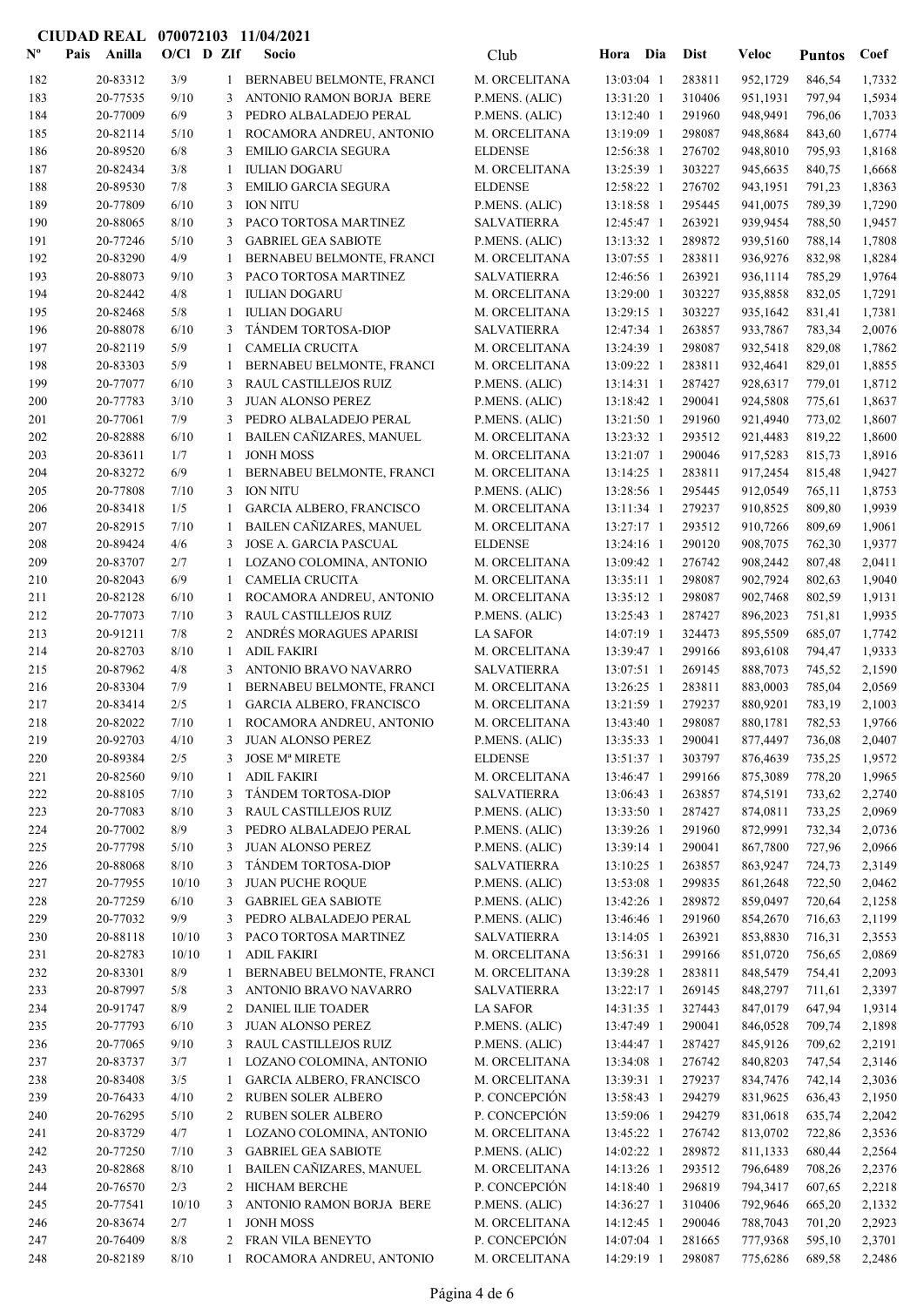**CIUDAD REAL 070072103 11/04/2021**

| Nº | Pais | Anilla | O/Cl | D | ZIf | Socio | Club | Hora | Dia | Dist | Veloc | Puntos | Coef |
|---|---|---|---|---|---|---|---|---|---|---|---|---|---|
| 182 | | 20-83312 | 3/9 | | 1 | BERNABEU BELMONTE, FRANCI | M. ORCELITANA | 13:03:04 | 1 | 283811 | 952,1729 | 846,54 | 1,7332 |
| 183 | | 20-77535 | 9/10 | | 3 | ANTONIO RAMON BORJA BERE | P.MENS. (ALIC) | 13:31:20 | 1 | 310406 | 951,1931 | 797,94 | 1,5934 |
| 184 | | 20-77009 | 6/9 | | 3 | PEDRO ALBALADEJO PERAL | P.MENS. (ALIC) | 13:12:40 | 1 | 291960 | 948,9491 | 796,06 | 1,7033 |
| 185 | | 20-82114 | 5/10 | | 1 | ROCAMORA ANDREU, ANTONIO | M. ORCELITANA | 13:19:09 | 1 | 298087 | 948,8684 | 843,60 | 1,6774 |
| 186 | | 20-89520 | 6/8 | | 3 | EMILIO GARCIA SEGURA | ELDENSE | 12:56:38 | 1 | 276702 | 948,8010 | 795,93 | 1,8168 |
| 187 | | 20-82434 | 3/8 | | 1 | IULIAN DOGARU | M. ORCELITANA | 13:25:39 | 1 | 303227 | 945,6635 | 840,75 | 1,6668 |
| 188 | | 20-89530 | 7/8 | | 3 | EMILIO GARCIA SEGURA | ELDENSE | 12:58:22 | 1 | 276702 | 943,1951 | 791,23 | 1,8363 |
| 189 | | 20-77809 | 6/10 | | 3 | ION NITU | P.MENS. (ALIC) | 13:18:58 | 1 | 295445 | 941,0075 | 789,39 | 1,7290 |
| 190 | | 20-88065 | 8/10 | | 3 | PACO TORTOSA MARTINEZ | SALVATIERRA | 12:45:47 | 1 | 263921 | 939,9454 | 788,50 | 1,9457 |
| 191 | | 20-77246 | 5/10 | | 3 | GABRIEL GEA SABIOTE | P.MENS. (ALIC) | 13:13:32 | 1 | 289872 | 939,5160 | 788,14 | 1,7808 |
| 192 | | 20-83290 | 4/9 | | 1 | BERNABEU BELMONTE, FRANCI | M. ORCELITANA | 13:07:55 | 1 | 283811 | 936,9276 | 832,98 | 1,8284 |
| 193 | | 20-88073 | 9/10 | | 3 | PACO TORTOSA MARTINEZ | SALVATIERRA | 12:46:56 | 1 | 263921 | 936,1114 | 785,29 | 1,9764 |
| 194 | | 20-82442 | 4/8 | | 1 | IULIAN DOGARU | M. ORCELITANA | 13:29:00 | 1 | 303227 | 935,8858 | 832,05 | 1,7291 |
| 195 | | 20-82468 | 5/8 | | 1 | IULIAN DOGARU | M. ORCELITANA | 13:29:15 | 1 | 303227 | 935,1642 | 831,41 | 1,7381 |
| 196 | | 20-88078 | 6/10 | | 3 | TÁNDEM TORTOSA-DIOP | SALVATIERRA | 12:47:34 | 1 | 263857 | 933,7867 | 783,34 | 2,0076 |
| 197 | | 20-82119 | 5/9 | | 1 | CAMELIA CRUCITA | M. ORCELITANA | 13:24:39 | 1 | 298087 | 932,5418 | 829,08 | 1,7862 |
| 198 | | 20-83303 | 5/9 | | 1 | BERNABEU BELMONTE, FRANCI | M. ORCELITANA | 13:09:22 | 1 | 283811 | 932,4641 | 829,01 | 1,8855 |
| 199 | | 20-77077 | 6/10 | | 3 | RAUL CASTILLEJOS RUIZ | P.MENS. (ALIC) | 13:14:31 | 1 | 287427 | 928,6317 | 779,01 | 1,8712 |
| 200 | | 20-77783 | 3/10 | | 3 | JUAN ALONSO PEREZ | P.MENS. (ALIC) | 13:18:42 | 1 | 290041 | 924,5808 | 775,61 | 1,8637 |
| 201 | | 20-77061 | 7/9 | | 3 | PEDRO ALBALADEJO PERAL | P.MENS. (ALIC) | 13:21:50 | 1 | 291960 | 921,4940 | 773,02 | 1,8607 |
| 202 | | 20-82888 | 6/10 | | 1 | BAILEN CAÑIZARES, MANUEL | M. ORCELITANA | 13:23:32 | 1 | 293512 | 921,4483 | 819,22 | 1,8600 |
| 203 | | 20-83611 | 1/7 | | 1 | JONH MOSS | M. ORCELITANA | 13:21:07 | 1 | 290046 | 917,5283 | 815,73 | 1,8916 |
| 204 | | 20-83272 | 6/9 | | 1 | BERNABEU BELMONTE, FRANCI | M. ORCELITANA | 13:14:25 | 1 | 283811 | 917,2454 | 815,48 | 1,9427 |
| 205 | | 20-77808 | 7/10 | | 3 | ION NITU | P.MENS. (ALIC) | 13:28:56 | 1 | 295445 | 912,0549 | 765,11 | 1,8753 |
| 206 | | 20-83418 | 1/5 | | 1 | GARCIA ALBERO, FRANCISCO | M. ORCELITANA | 13:11:34 | 1 | 279237 | 910,8525 | 809,80 | 1,9939 |
| 207 | | 20-82915 | 7/10 | | 1 | BAILEN CAÑIZARES, MANUEL | M. ORCELITANA | 13:27:17 | 1 | 293512 | 910,7266 | 809,69 | 1,9061 |
| 208 | | 20-89424 | 4/6 | | 3 | JOSE A. GARCIA PASCUAL | ELDENSE | 13:24:16 | 1 | 290120 | 908,7075 | 762,30 | 1,9377 |
| 209 | | 20-83707 | 2/7 | | 1 | LOZANO COLOMINA, ANTONIO | M. ORCELITANA | 13:09:42 | 1 | 276742 | 908,2442 | 807,48 | 2,0411 |
| 210 | | 20-82043 | 6/9 | | 1 | CAMELIA CRUCITA | M. ORCELITANA | 13:35:11 | 1 | 298087 | 902,7924 | 802,63 | 1,9040 |
| 211 | | 20-82128 | 6/10 | | 1 | ROCAMORA ANDREU, ANTONIO | M. ORCELITANA | 13:35:12 | 1 | 298087 | 902,7468 | 802,59 | 1,9131 |
| 212 | | 20-77073 | 7/10 | | 3 | RAUL CASTILLEJOS RUIZ | P.MENS. (ALIC) | 13:25:43 | 1 | 287427 | 896,2023 | 751,81 | 1,9935 |
| 213 | | 20-91211 | 7/8 | | 2 | ANDRÉS MORAGUES APARISI | LA SAFOR | 14:07:19 | 1 | 324473 | 895,5509 | 685,07 | 1,7742 |
| 214 | | 20-82703 | 8/10 | | 1 | ADIL FAKIRI | M. ORCELITANA | 13:39:47 | 1 | 299166 | 893,6108 | 794,47 | 1,9333 |
| 215 | | 20-87962 | 4/8 | | 3 | ANTONIO BRAVO NAVARRO | SALVATIERRA | 13:07:51 | 1 | 269145 | 888,7073 | 745,52 | 2,1590 |
| 216 | | 20-83304 | 7/9 | | 1 | BERNABEU BELMONTE, FRANCI | M. ORCELITANA | 13:26:25 | 1 | 283811 | 883,0003 | 785,04 | 2,0569 |
| 217 | | 20-83414 | 2/5 | | 1 | GARCIA ALBERO, FRANCISCO | M. ORCELITANA | 13:21:59 | 1 | 279237 | 880,9201 | 783,19 | 2,1003 |
| 218 | | 20-82022 | 7/10 | | 1 | ROCAMORA ANDREU, ANTONIO | M. ORCELITANA | 13:43:40 | 1 | 298087 | 880,1781 | 782,53 | 1,9766 |
| 219 | | 20-92703 | 4/10 | | 3 | JUAN ALONSO PEREZ | P.MENS. (ALIC) | 13:35:33 | 1 | 290041 | 877,4497 | 736,08 | 2,0407 |
| 220 | | 20-89384 | 2/5 | | 3 | JOSE Mª MIRETE | ELDENSE | 13:51:37 | 1 | 303797 | 876,4639 | 735,25 | 1,9572 |
| 221 | | 20-82560 | 9/10 | | 1 | ADIL FAKIRI | M. ORCELITANA | 13:46:47 | 1 | 299166 | 875,3089 | 778,20 | 1,9965 |
| 222 | | 20-88105 | 7/10 | | 3 | TÁNDEM TORTOSA-DIOP | SALVATIERRA | 13:06:43 | 1 | 263857 | 874,5191 | 733,62 | 2,2740 |
| 223 | | 20-77083 | 8/10 | | 3 | RAUL CASTILLEJOS RUIZ | P.MENS. (ALIC) | 13:33:50 | 1 | 287427 | 874,0811 | 733,25 | 2,0969 |
| 224 | | 20-77002 | 8/9 | | 3 | PEDRO ALBALADEJO PERAL | P.MENS. (ALIC) | 13:39:26 | 1 | 291960 | 872,9991 | 732,34 | 2,0736 |
| 225 | | 20-77798 | 5/10 | | 3 | JUAN ALONSO PEREZ | P.MENS. (ALIC) | 13:39:14 | 1 | 290041 | 867,7800 | 727,96 | 2,0966 |
| 226 | | 20-88068 | 8/10 | | 3 | TÁNDEM TORTOSA-DIOP | SALVATIERRA | 13:10:25 | 1 | 263857 | 863,9247 | 724,73 | 2,3149 |
| 227 | | 20-77955 | 10/10 | | 3 | JUAN PUCHE ROQUE | P.MENS. (ALIC) | 13:53:08 | 1 | 299835 | 861,2648 | 722,50 | 2,0462 |
| 228 | | 20-77259 | 6/10 | | 3 | GABRIEL GEA SABIOTE | P.MENS. (ALIC) | 13:42:26 | 1 | 289872 | 859,0497 | 720,64 | 2,1258 |
| 229 | | 20-77032 | 9/9 | | 3 | PEDRO ALBALADEJO PERAL | P.MENS. (ALIC) | 13:46:46 | 1 | 291960 | 854,2670 | 716,63 | 2,1199 |
| 230 | | 20-88118 | 10/10 | | 3 | PACO TORTOSA MARTINEZ | SALVATIERRA | 13:14:05 | 1 | 263921 | 853,8830 | 716,31 | 2,3553 |
| 231 | | 20-82783 | 10/10 | | 1 | ADIL FAKIRI | M. ORCELITANA | 13:56:31 | 1 | 299166 | 851,0720 | 756,65 | 2,0869 |
| 232 | | 20-83301 | 8/9 | | 1 | BERNABEU BELMONTE, FRANCI | M. ORCELITANA | 13:39:28 | 1 | 283811 | 848,5479 | 754,41 | 2,2093 |
| 233 | | 20-87997 | 5/8 | | 3 | ANTONIO BRAVO NAVARRO | SALVATIERRA | 13:22:17 | 1 | 269145 | 848,2797 | 711,61 | 2,3397 |
| 234 | | 20-91747 | 8/9 | | 2 | DANIEL ILIE TOADER | LA SAFOR | 14:31:35 | 1 | 327443 | 847,0179 | 647,94 | 1,9314 |
| 235 | | 20-77793 | 6/10 | | 3 | JUAN ALONSO PEREZ | P.MENS. (ALIC) | 13:47:49 | 1 | 290041 | 846,0528 | 709,74 | 2,1898 |
| 236 | | 20-77065 | 9/10 | | 3 | RAUL CASTILLEJOS RUIZ | P.MENS. (ALIC) | 13:44:47 | 1 | 287427 | 845,9126 | 709,62 | 2,2191 |
| 237 | | 20-83737 | 3/7 | | 1 | LOZANO COLOMINA, ANTONIO | M. ORCELITANA | 13:34:08 | 1 | 276742 | 840,8203 | 747,54 | 2,3146 |
| 238 | | 20-83408 | 3/5 | | 1 | GARCIA ALBERO, FRANCISCO | M. ORCELITANA | 13:39:31 | 1 | 279237 | 834,7476 | 742,14 | 2,3036 |
| 239 | | 20-76433 | 4/10 | | 2 | RUBEN SOLER ALBERO | P. CONCEPCIÓN | 13:58:43 | 1 | 294279 | 831,9625 | 636,43 | 2,1950 |
| 240 | | 20-76295 | 5/10 | | 2 | RUBEN SOLER ALBERO | P. CONCEPCIÓN | 13:59:06 | 1 | 294279 | 831,0618 | 635,74 | 2,2042 |
| 241 | | 20-83729 | 4/7 | | 1 | LOZANO COLOMINA, ANTONIO | M. ORCELITANA | 13:45:22 | 1 | 276742 | 813,0702 | 722,86 | 2,3536 |
| 242 | | 20-77250 | 7/10 | | 3 | GABRIEL GEA SABIOTE | P.MENS. (ALIC) | 14:02:22 | 1 | 289872 | 811,1333 | 680,44 | 2,2564 |
| 243 | | 20-82868 | 8/10 | | 1 | BAILEN CAÑIZARES, MANUEL | M. ORCELITANA | 14:13:26 | 1 | 293512 | 796,6489 | 708,26 | 2,2376 |
| 244 | | 20-76570 | 2/3 | | 2 | HICHAM BERCHE | P. CONCEPCIÓN | 14:18:40 | 1 | 296819 | 794,3417 | 607,65 | 2,2218 |
| 245 | | 20-77541 | 10/10 | | 3 | ANTONIO RAMON BORJA BERE | P.MENS. (ALIC) | 14:36:27 | 1 | 310406 | 792,9646 | 665,20 | 2,1332 |
| 246 | | 20-83674 | 2/7 | | 1 | JONH MOSS | M. ORCELITANA | 14:12:45 | 1 | 290046 | 788,7043 | 701,20 | 2,2923 |
| 247 | | 20-76409 | 8/8 | | 2 | FRAN VILA BENEYTO | P. CONCEPCIÓN | 14:07:04 | 1 | 281665 | 777,9368 | 595,10 | 2,3701 |
| 248 | | 20-82189 | 8/10 | | 1 | ROCAMORA ANDREU, ANTONIO | M. ORCELITANA | 14:29:19 | 1 | 298087 | 775,6286 | 689,58 | 2,2486 |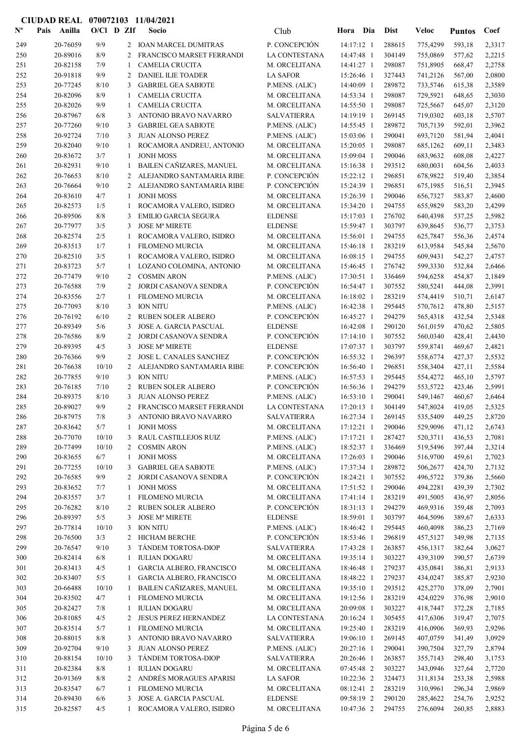**CIUDAD REAL 070072103 11/04/2021**

| Nº | Pais | Anilla | O/Cl | D | ZIf | Socio | Club | Hora | Dia | Dist | Veloc | Puntos | Coef |
|---|---|---|---|---|---|---|---|---|---|---|---|---|---|
| 249 | | 20-76059 | 9/9 | | 2 | IOAN MARCEL DUMITRAS | P. CONCEPCIÓN | 14:17:12 | 1 | 288615 | 775,4299 | 593,18 | 2,3317 |
| 250 | | 20-89016 | 8/9 | | 2 | FRANCISCO MARSET FERRANDI | LA CONTESTANA | 14:47:48 | 1 | 304149 | 755,0869 | 577,62 | 2,2215 |
| 251 | | 20-82158 | 7/9 | | 1 | CAMELIA CRUCITA | M. ORCELITANA | 14:41:27 | 1 | 298087 | 751,8905 | 668,47 | 2,2758 |
| 252 | | 20-91818 | 9/9 | | 2 | DANIEL ILIE TOADER | LA SAFOR | 15:26:46 | 1 | 327443 | 741,2126 | 567,00 | 2,0800 |
| 253 | | 20-77245 | 8/10 | | 3 | GABRIEL GEA SABIOTE | P.MENS. (ALIC) | 14:40:09 | 1 | 289872 | 733,5746 | 615,38 | 2,3589 |
| 254 | | 20-82096 | 8/9 | | 1 | CAMELIA CRUCITA | M. ORCELITANA | 14:53:34 | 1 | 298087 | 729,5921 | 648,65 | 2,3030 |
| 255 | | 20-82026 | 9/9 | | 1 | CAMELIA CRUCITA | M. ORCELITANA | 14:55:50 | 1 | 298087 | 725,5667 | 645,07 | 2,3120 |
| 256 | | 20-87967 | 6/8 | | 3 | ANTONIO BRAVO NAVARRO | SALVATIERRA | 14:19:19 | 1 | 269145 | 719,0302 | 603,18 | 2,5707 |
| 257 | | 20-77260 | 9/10 | | 3 | GABRIEL GEA SABIOTE | P.MENS. (ALIC) | 14:55:45 | 1 | 289872 | 705,7139 | 592,01 | 2,3962 |
| 258 | | 20-92724 | 7/10 | | 3 | JUAN ALONSO PEREZ | P.MENS. (ALIC) | 15:03:06 | 1 | 290041 | 693,7120 | 581,94 | 2,4041 |
| 259 | | 20-82040 | 9/10 | | 1 | ROCAMORA ANDREU, ANTONIO | M. ORCELITANA | 15:20:05 | 1 | 298087 | 685,1262 | 609,11 | 2,3483 |
| 260 | | 20-83672 | 3/7 | | 1 | JONH MOSS | M. ORCELITANA | 15:09:04 | 1 | 290046 | 683,9632 | 608,08 | 2,4227 |
| 261 | | 20-82931 | 9/10 | | 1 | BAILEN CAÑIZARES, MANUEL | M. ORCELITANA | 15:16:38 | 1 | 293512 | 680,0031 | 604,56 | 2,4033 |
| 262 | | 20-76653 | 8/10 | | 2 | ALEJANDRO SANTAMARIA RIBE | P. CONCEPCIÓN | 15:22:12 | 1 | 296851 | 678,9822 | 519,40 | 2,3854 |
| 263 | | 20-76664 | 9/10 | | 2 | ALEJANDRO SANTAMARIA RIBE | P. CONCEPCIÓN | 15:24:39 | 1 | 296851 | 675,1985 | 516,51 | 2,3945 |
| 264 | | 20-83610 | 4/7 | | 1 | JONH MOSS | M. ORCELITANA | 15:26:39 | 1 | 290046 | 656,7327 | 583,87 | 2,4600 |
| 265 | | 20-82573 | 1/5 | | 1 | ROCAMORA VALERO, ISIDRO | M. ORCELITANA | 15:34:20 | 1 | 294755 | 655,9829 | 583,20 | 2,4299 |
| 266 | | 20-89506 | 8/8 | | 3 | EMILIO GARCIA SEGURA | ELDENSE | 15:17:03 | 1 | 276702 | 640,4398 | 537,25 | 2,5982 |
| 267 | | 20-77977 | 3/5 | | 3 | JOSE Mª MIRETE | ELDENSE | 15:59:47 | 1 | 303797 | 639,8645 | 536,77 | 2,3753 |
| 268 | | 20-82574 | 2/5 | | 1 | ROCAMORA VALERO, ISIDRO | M. ORCELITANA | 15:56:01 | 1 | 294755 | 625,7847 | 556,36 | 2,4574 |
| 269 | | 20-83513 | 1/7 | | 1 | FILOMENO MURCIA | M. ORCELITANA | 15:46:18 | 1 | 283219 | 613,9584 | 545,84 | 2,5670 |
| 270 | | 20-82510 | 3/5 | | 1 | ROCAMORA VALERO, ISIDRO | M. ORCELITANA | 16:08:15 | 1 | 294755 | 609,9431 | 542,27 | 2,4757 |
| 271 | | 20-83723 | 5/7 | | 1 | LOZANO COLOMINA, ANTONIO | M. ORCELITANA | 15:46:45 | 1 | 276742 | 599,3330 | 532,84 | 2,6466 |
| 272 | | 20-77479 | 9/10 | | 2 | COSMIN ARON | P.MENS. (ALIC) | 17:30:51 | 1 | 336469 | 594,6258 | 454,87 | 2,1849 |
| 273 | | 20-76588 | 7/9 | | 2 | JORDI CASANOVA SENDRA | P. CONCEPCIÓN | 16:54:47 | 1 | 307552 | 580,5241 | 444,08 | 2,3991 |
| 274 | | 20-83556 | 2/7 | | 1 | FILOMENO MURCIA | M. ORCELITANA | 16:18:02 | 1 | 283219 | 574,4419 | 510,71 | 2,6147 |
| 275 | | 20-77093 | 8/10 | | 3 | ION NITU | P.MENS. (ALIC) | 16:42:38 | 1 | 295445 | 570,7612 | 478,80 | 2,5157 |
| 276 | | 20-76192 | 6/10 | | 2 | RUBEN SOLER ALBERO | P. CONCEPCIÓN | 16:45:27 | 1 | 294279 | 565,4318 | 432,54 | 2,5348 |
| 277 | | 20-89349 | 5/6 | | 3 | JOSE A. GARCIA PASCUAL | ELDENSE | 16:42:08 | 1 | 290120 | 561,0159 | 470,62 | 2,5805 |
| 278 | | 20-76586 | 8/9 | | 2 | JORDI CASANOVA SENDRA | P. CONCEPCIÓN | 17:14:10 | 1 | 307552 | 560,0340 | 428,41 | 2,4430 |
| 279 | | 20-89395 | 4/5 | | 3 | JOSE Mª MIRETE | ELDENSE | 17:07:37 | 1 | 303797 | 559,8741 | 469,67 | 2,4821 |
| 280 | | 20-76366 | 9/9 | | 2 | JOSE L. CANALES SANCHEZ | P. CONCEPCIÓN | 16:55:32 | 1 | 296397 | 558,6774 | 427,37 | 2,5532 |
| 281 | | 20-76638 | 10/10 | | 2 | ALEJANDRO SANTAMARIA RIBE | P. CONCEPCIÓN | 16:56:40 | 1 | 296851 | 558,3404 | 427,11 | 2,5584 |
| 282 | | 20-77855 | 9/10 | | 3 | ION NITU | P.MENS. (ALIC) | 16:57:53 | 1 | 295445 | 554,4272 | 465,10 | 2,5797 |
| 283 | | 20-76185 | 7/10 | | 2 | RUBEN SOLER ALBERO | P. CONCEPCIÓN | 16:56:36 | 1 | 294279 | 553,5722 | 423,46 | 2,5991 |
| 284 | | 20-89375 | 8/10 | | 3 | JUAN ALONSO PEREZ | P.MENS. (ALIC) | 16:53:10 | 1 | 290041 | 549,1467 | 460,67 | 2,6464 |
| 285 | | 20-89027 | 9/9 | | 2 | FRANCISCO MARSET FERRANDI | LA CONTESTANA | 17:20:13 | 1 | 304149 | 547,8024 | 419,05 | 2,5325 |
| 286 | | 20-87975 | 7/8 | | 3 | ANTONIO BRAVO NAVARRO | SALVATIERRA | 16:27:34 | 1 | 269145 | 535,5409 | 449,25 | 2,8720 |
| 287 | | 20-83642 | 5/7 | | 1 | JONH MOSS | M. ORCELITANA | 17:12:21 | 1 | 290046 | 529,9096 | 471,12 | 2,6743 |
| 288 | | 20-77070 | 10/10 | | 3 | RAUL CASTILLEJOS RUIZ | P.MENS. (ALIC) | 17:17:21 | 1 | 287427 | 520,3711 | 436,53 | 2,7081 |
| 289 | | 20-77499 | 10/10 | | 2 | COSMIN ARON | P.MENS. (ALIC) | 18:52:37 | 1 | 336469 | 519,5496 | 397,44 | 2,3214 |
| 290 | | 20-83655 | 6/7 | | 1 | JONH MOSS | M. ORCELITANA | 17:26:03 | 1 | 290046 | 516,9700 | 459,61 | 2,7023 |
| 291 | | 20-77255 | 10/10 | | 3 | GABRIEL GEA SABIOTE | P.MENS. (ALIC) | 17:37:34 | 1 | 289872 | 506,2677 | 424,70 | 2,7132 |
| 292 | | 20-76585 | 9/9 | | 2 | JORDI CASANOVA SENDRA | P. CONCEPCIÓN | 18:24:21 | 1 | 307552 | 496,5722 | 379,86 | 2,5660 |
| 293 | | 20-83652 | 7/7 | | 1 | JONH MOSS | M. ORCELITANA | 17:51:52 | 1 | 290046 | 494,2281 | 439,39 | 2,7302 |
| 294 | | 20-83557 | 3/7 | | 1 | FILOMENO MURCIA | M. ORCELITANA | 17:41:14 | 1 | 283219 | 491,5005 | 436,97 | 2,8056 |
| 295 | | 20-76282 | 8/10 | | 2 | RUBEN SOLER ALBERO | P. CONCEPCIÓN | 18:31:13 | 1 | 294279 | 469,9316 | 359,48 | 2,7093 |
| 296 | | 20-89397 | 5/5 | | 3 | JOSE Mª MIRETE | ELDENSE | 18:59:01 | 1 | 303797 | 464,5096 | 389,67 | 2,6333 |
| 297 | | 20-77814 | 10/10 | | 3 | ION NITU | P.MENS. (ALIC) | 18:46:42 | 1 | 295445 | 460,4098 | 386,23 | 2,7169 |
| 298 | | 20-76500 | 3/3 | | 2 | HICHAM BERCHE | P. CONCEPCIÓN | 18:53:46 | 1 | 296819 | 457,5127 | 349,98 | 2,7135 |
| 299 | | 20-76547 | 9/10 | | 3 | TÁNDEM TORTOSA-DIOP | SALVATIERRA | 17:43:28 | 1 | 263857 | 456,1317 | 382,64 | 3,0627 |
| 300 | | 20-82414 | 6/8 | | 1 | IULIAN DOGARU | M. ORCELITANA | 19:35:14 | 1 | 303227 | 439,3109 | 390,57 | 2,6739 |
| 301 | | 20-83413 | 4/5 | | 1 | GARCIA ALBERO, FRANCISCO | M. ORCELITANA | 18:46:48 | 1 | 279237 | 435,0841 | 386,81 | 2,9133 |
| 302 | | 20-83407 | 5/5 | | 1 | GARCIA ALBERO, FRANCISCO | M. ORCELITANA | 18:48:22 | 1 | 279237 | 434,0247 | 385,87 | 2,9230 |
| 303 | | 20-66488 | 10/10 | | 1 | BAILEN CAÑIZARES, MANUEL | M. ORCELITANA | 19:35:10 | 1 | 293512 | 425,2770 | 378,09 | 2,7901 |
| 304 | | 20-83502 | 4/7 | | 1 | FILOMENO MURCIA | M. ORCELITANA | 19:12:56 | 1 | 283219 | 424,0229 | 376,98 | 2,9010 |
| 305 | | 20-82427 | 7/8 | | 1 | IULIAN DOGARU | M. ORCELITANA | 20:09:08 | 1 | 303227 | 418,7447 | 372,28 | 2,7185 |
| 306 | | 20-81085 | 4/5 | | 2 | JESUS PEREZ HERNANDEZ | LA CONTESTANA | 20:16:24 | 1 | 305455 | 417,6306 | 319,47 | 2,7075 |
| 307 | | 20-83514 | 5/7 | | 1 | FILOMENO MURCIA | M. ORCELITANA | 19:25:40 | 1 | 283219 | 416,0906 | 369,93 | 2,9296 |
| 308 | | 20-88015 | 8/8 | | 3 | ANTONIO BRAVO NAVARRO | SALVATIERRA | 19:06:10 | 1 | 269145 | 407,0759 | 341,49 | 3,0929 |
| 309 | | 20-92704 | 9/10 | | 3 | JUAN ALONSO PEREZ | P.MENS. (ALIC) | 20:27:16 | 1 | 290041 | 390,7504 | 327,79 | 2,8794 |
| 310 | | 20-88154 | 10/10 | | 3 | TÁNDEM TORTOSA-DIOP | SALVATIERRA | 20:26:46 | 1 | 263857 | 355,7143 | 298,40 | 3,1753 |
| 311 | | 20-82384 | 8/8 | | 1 | IULIAN DOGARU | M. ORCELITANA | 07:45:48 | 2 | 303227 | 343,0946 | 327,64 | 2,7720 |
| 312 | | 20-91369 | 8/8 | | 2 | ANDRÉS MORAGUES APARISI | LA SAFOR | 10:22:36 | 2 | 324473 | 311,8134 | 253,38 | 2,5988 |
| 313 | | 20-83547 | 6/7 | | 1 | FILOMENO MURCIA | M. ORCELITANA | 08:12:41 | 2 | 283219 | 310,9961 | 296,34 | 2,9869 |
| 314 | | 20-89430 | 6/6 | | 3 | JOSE A. GARCIA PASCUAL | ELDENSE | 09:58:19 | 2 | 290120 | 285,4622 | 254,76 | 2,9252 |
| 315 | | 20-82587 | 4/5 | | 1 | ROCAMORA VALERO, ISIDRO | M. ORCELITANA | 10:47:36 | 2 | 294755 | 276,6094 | 260,85 | 2,8883 |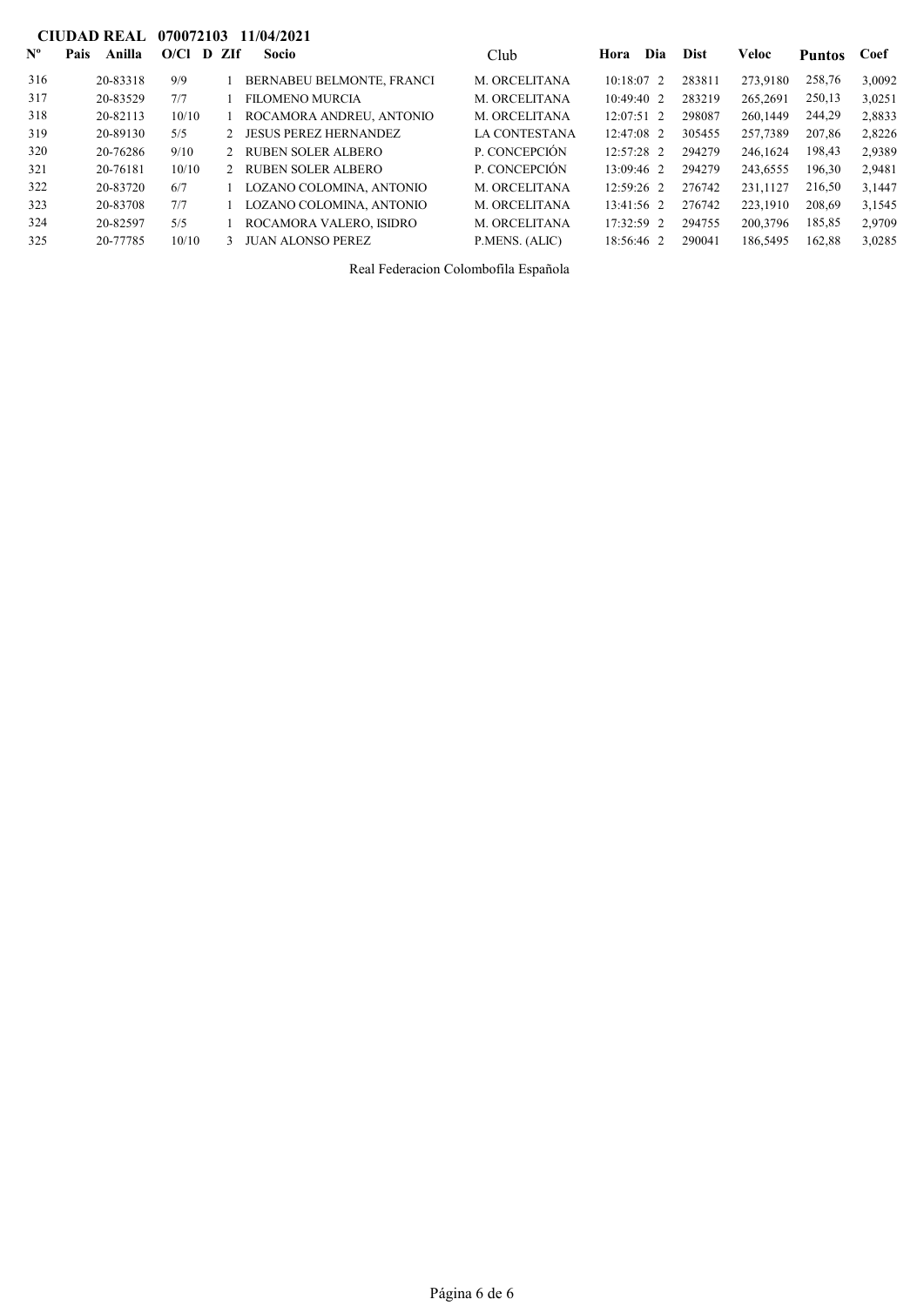**CIUDAD REAL 070072103 11/04/2021**

| Nº | Pais | Anilla | O/Cl | D | ZIf | Socio | Club | Hora | Dia | Dist | Veloc | Puntos | Coef |
|---|---|---|---|---|---|---|---|---|---|---|---|---|---|
| 316 | | 20-83318 | 9/9 | | 1 | BERNABEU BELMONTE, FRANCI | M. ORCELITANA | 10:18:07 | 2 | 283811 | 273,9180 | 258,76 | 3,0092 |
| 317 | | 20-83529 | 7/7 | | 1 | FILOMENO MURCIA | M. ORCELITANA | 10:49:40 | 2 | 283219 | 265,2691 | 250,13 | 3,0251 |
| 318 | | 20-82113 | 10/10 | | 1 | ROCAMORA ANDREU, ANTONIO | M. ORCELITANA | 12:07:51 | 2 | 298087 | 260,1449 | 244,29 | 2,8833 |
| 319 | | 20-89130 | 5/5 | | 2 | JESUS PEREZ HERNANDEZ | LA CONTESTANA | 12:47:08 | 2 | 305455 | 257,7389 | 207,86 | 2,8226 |
| 320 | | 20-76286 | 9/10 | | 2 | RUBEN SOLER ALBERO | P. CONCEPCIÓN | 12:57:28 | 2 | 294279 | 246,1624 | 198,43 | 2,9389 |
| 321 | | 20-76181 | 10/10 | | 2 | RUBEN SOLER ALBERO | P. CONCEPCIÓN | 13:09:46 | 2 | 294279 | 243,6555 | 196,30 | 2,9481 |
| 322 | | 20-83720 | 6/7 | | 1 | LOZANO COLOMINA, ANTONIO | M. ORCELITANA | 12:59:26 | 2 | 276742 | 231,1127 | 216,50 | 3,1447 |
| 323 | | 20-83708 | 7/7 | | 1 | LOZANO COLOMINA, ANTONIO | M. ORCELITANA | 13:41:56 | 2 | 276742 | 223,1910 | 208,69 | 3,1545 |
| 324 | | 20-82597 | 5/5 | | 1 | ROCAMORA VALERO, ISIDRO | M. ORCELITANA | 17:32:59 | 2 | 294755 | 200,3796 | 185,85 | 2,9709 |
| 325 | | 20-77785 | 10/10 | | 3 | JUAN ALONSO PEREZ | P.MENS. (ALIC) | 18:56:46 | 2 | 290041 | 186,5495 | 162,88 | 3,0285 |

Real Federacion Colombofila Española